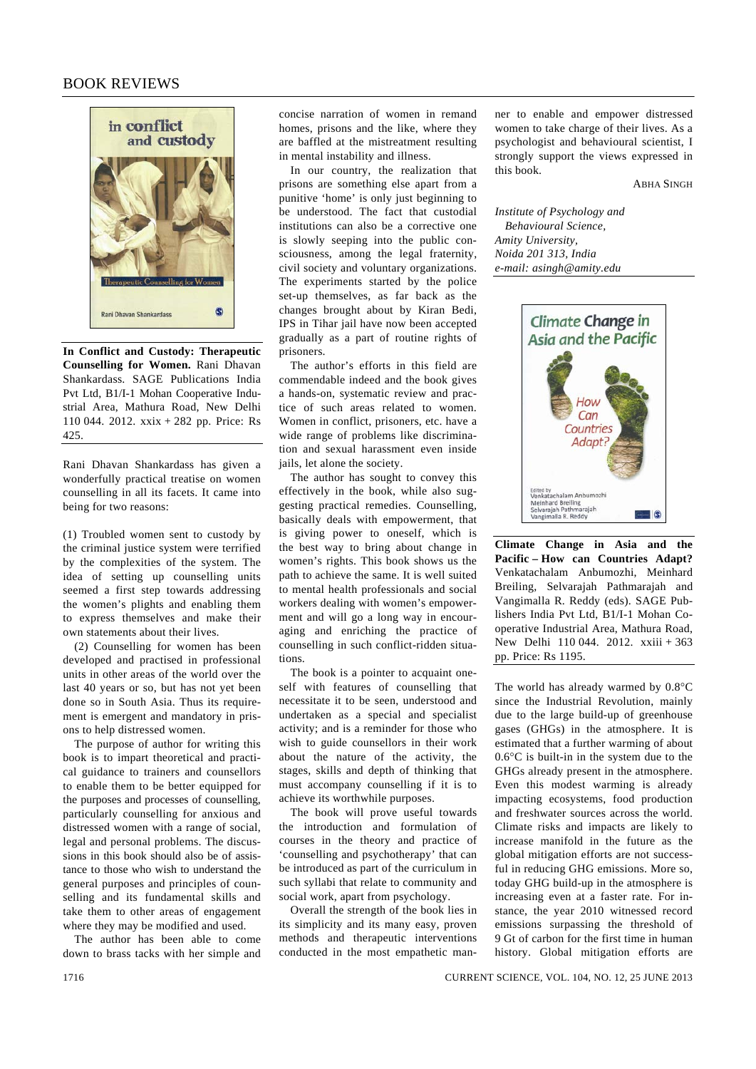# BOOK REVIEWS

**In Conflict and Custody: Therapeutic Counselling for Women.** Rani Dhavan Shankardass. SAGE Publications India Pvt Ltd, B1/I-1 Mohan Cooperative Industrial Area, Mathura Road, New Delhi 110 044. 2012. xxix + 282 pp. Price: Rs 425.

Rani Dhavan Shankardass has given a wonderfully practical treatise on women counselling in all its facets. It came into being for two reasons:

(1) Troubled women sent to custody by the criminal justice system were terrified by the complexities of the system. The idea of setting up counselling units seemed a first step towards addressing the women's plights and enabling them to express themselves and make their own statements about their lives.

(2) Counselling for women has been developed and practised in professional units in other areas of the world over the last 40 years or so, but has not yet been done so in South Asia. Thus its requirement is emergent and mandatory in prisons to help distressed women.

The purpose of author for writing this book is to impart theoretical and practical guidance to trainers and counsellors to enable them to be better equipped for the purposes and processes of counselling, particularly counselling for anxious and distressed women with a range of social, legal and personal problems. The discussions in this book should also be of assistance to those who wish to understand the general purposes and principles of counselling and its fundamental skills and take them to other areas of engagement where they may be modified and used.

The author has been able to come down to brass tacks with her simple and concise narration of women in remand homes, prisons and the like, where they are baffled at the mistreatment resulting in mental instability and illness.

In our country, the realization that prisons are something else apart from a punitive 'home' is only just beginning to be understood. The fact that custodial institutions can also be a corrective one is slowly seeping into the public consciousness, among the legal fraternity, civil society and voluntary organizations. The experiments started by the police set-up themselves, as far back as the changes brought about by Kiran Bedi, IPS in Tihar jail have now been accepted gradually as a part of routine rights of prisoners.

The author's efforts in this field are commendable indeed and the book gives a hands-on, systematic review and practice of such areas related to women. Women in conflict, prisoners, etc. have a wide range of problems like discrimination and sexual harassment even inside jails, let alone the society.

The author has sought to convey this effectively in the book, while also suggesting practical remedies. Counselling, basically deals with empowerment, that is giving power to oneself, which is the best way to bring about change in women's rights. This book shows us the path to achieve the same. It is well suited to mental health professionals and social workers dealing with women's empowerment and will go a long way in encouraging and enriching the practice of counselling in such conflict-ridden situations.

The book is a pointer to acquaint oneself with features of counselling that necessitate it to be seen, understood and undertaken as a special and specialist activity; and is a reminder for those who wish to guide counsellors in their work about the nature of the activity, the stages, skills and depth of thinking that must accompany counselling if it is to achieve its worthwhile purposes.

The book will prove useful towards the introduction and formulation of courses in the theory and practice of 'counselling and psychotherapy' that can be introduced as part of the curriculum in such syllabi that relate to community and social work, apart from psychology.

Overall the strength of the book lies in its simplicity and its many easy, proven methods and therapeutic interventions conducted in the most empathetic manner to enable and empower distressed women to take charge of their lives. As a psychologist and behavioural scientist, I strongly support the views expressed in this book.

ABHA SINGH

*Institute of Psychology and Behavioural Science, Amity University, Noida 201 313, India*
*e-mail: asingh@amity.edu*

---

**Climate Change in Asia and the Pacific – How can Countries Adapt?** Venkatachalam Anbumozhi, Meinhard Breiling, Selvarajah Pathmarajah and Vangimalla R. Reddy (eds). SAGE Publishers India Pvt Ltd, B1/I-1 Mohan Cooperative Industrial Area, Mathura Road, New Delhi 110 044. 2012. xxiii + 363 pp. Price: Rs 1195.

The world has already warmed by 0.8°C since the Industrial Revolution, mainly due to the large build-up of greenhouse gases (GHGs) in the atmosphere. It is estimated that a further warming of about 0.6°C is built-in in the system due to the GHGs already present in the atmosphere. Even this modest warming is already impacting ecosystems, food production and freshwater sources across the world. Climate risks and impacts are likely to increase manifold in the future as the global mitigation efforts are not successful in reducing GHG emissions. More so, today GHG build-up in the atmosphere is increasing even at a faster rate. For instance, the year 2010 witnessed record emissions surpassing the threshold of 9 Gt of carbon for the first time in human history. Global mitigation efforts are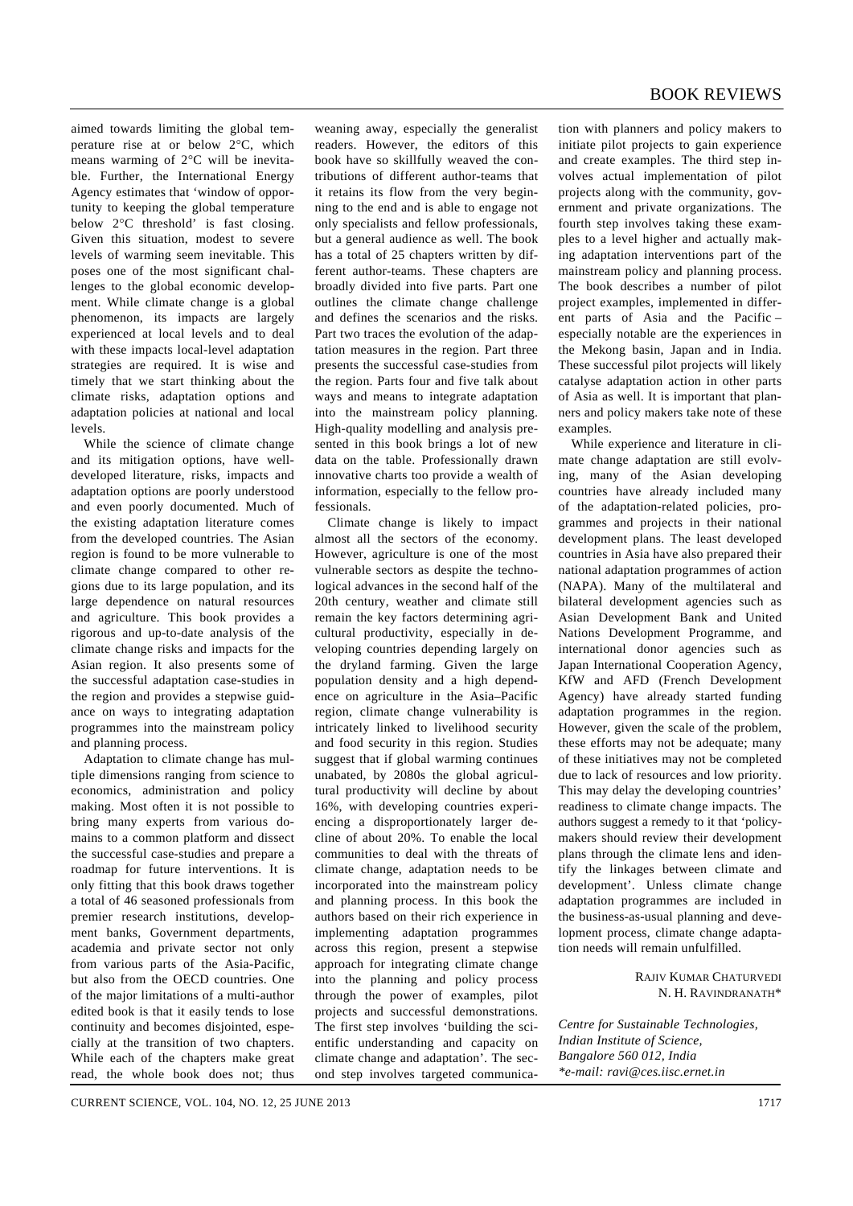aimed towards limiting the global temperature rise at or below 2°C, which means warming of 2°C will be inevitable. Further, the International Energy Agency estimates that 'window of opportunity to keeping the global temperature below 2°C threshold' is fast closing. Given this situation, modest to severe levels of warming seem inevitable. This poses one of the most significant challenges to the global economic development. While climate change is a global phenomenon, its impacts are largely experienced at local levels and to deal with these impacts local-level adaptation strategies are required. It is wise and timely that we start thinking about the climate risks, adaptation options and adaptation policies at national and local levels.

While the science of climate change and its mitigation options, have well-developed literature, risks, impacts and adaptation options are poorly understood and even poorly documented. Much of the existing adaptation literature comes from the developed countries. The Asian region is found to be more vulnerable to climate change compared to other regions due to its large population, and its large dependence on natural resources and agriculture. This book provides a rigorous and up-to-date analysis of the climate change risks and impacts for the Asian region. It also presents some of the successful adaptation case-studies in the region and provides a stepwise guidance on ways to integrating adaptation programmes into the mainstream policy and planning process.

Adaptation to climate change has multiple dimensions ranging from science to economics, administration and policy making. Most often it is not possible to bring many experts from various domains to a common platform and dissect the successful case-studies and prepare a roadmap for future interventions. It is only fitting that this book draws together a total of 46 seasoned professionals from premier research institutions, development banks, Government departments, academia and private sector not only from various parts of the Asia-Pacific, but also from the OECD countries. One of the major limitations of a multi-author edited book is that it easily tends to lose continuity and becomes disjointed, especially at the transition of two chapters. While each of the chapters make great read, the whole book does not; thus weaning away, especially the generalist readers. However, the editors of this book have so skillfully weaved the contributions of different author-teams that it retains its flow from the very beginning to the end and is able to engage not only specialists and fellow professionals, but a general audience as well. The book has a total of 25 chapters written by different author-teams. These chapters are broadly divided into five parts. Part one outlines the climate change challenge and defines the scenarios and the risks. Part two traces the evolution of the adaptation measures in the region. Part three presents the successful case-studies from the region. Parts four and five talk about ways and means to integrate adaptation into the mainstream policy planning. High-quality modelling and analysis presented in this book brings a lot of new data on the table. Professionally drawn innovative charts too provide a wealth of information, especially to the fellow professionals.

Climate change is likely to impact almost all the sectors of the economy. However, agriculture is one of the most vulnerable sectors as despite the technological advances in the second half of the 20th century, weather and climate still remain the key factors determining agricultural productivity, especially in developing countries depending largely on the dryland farming. Given the large population density and a high dependence on agriculture in the Asia–Pacific region, climate change vulnerability is intricately linked to livelihood security and food security in this region. Studies suggest that if global warming continues unabated, by 2080s the global agricultural productivity will decline by about 16%, with developing countries experiencing a disproportionately larger decline of about 20%. To enable the local communities to deal with the threats of climate change, adaptation needs to be incorporated into the mainstream policy and planning process. In this book the authors based on their rich experience in implementing adaptation programmes across this region, present a stepwise approach for integrating climate change into the planning and policy process through the power of examples, pilot projects and successful demonstrations. The first step involves 'building the scientific understanding and capacity on climate change and adaptation'. The second step involves targeted communication with planners and policy makers to initiate pilot projects to gain experience and create examples. The third step involves actual implementation of pilot projects along with the community, government and private organizations. The fourth step involves taking these examples to a level higher and actually making adaptation interventions part of the mainstream policy and planning process. The book describes a number of pilot project examples, implemented in different parts of Asia and the Pacific – especially notable are the experiences in the Mekong basin, Japan and in India. These successful pilot projects will likely catalyse adaptation action in other parts of Asia as well. It is important that planners and policy makers take note of these examples.

While experience and literature in climate change adaptation are still evolving, many of the Asian developing countries have already included many of the adaptation-related policies, programmes and projects in their national development plans. The least developed countries in Asia have also prepared their national adaptation programmes of action (NAPA). Many of the multilateral and bilateral development agencies such as Asian Development Bank and United Nations Development Programme, and international donor agencies such as Japan International Cooperation Agency, KfW and AFD (French Development Agency) have already started funding adaptation programmes in the region. However, given the scale of the problem, these efforts may not be adequate; many of these initiatives may not be completed due to lack of resources and low priority. This may delay the developing countries' readiness to climate change impacts. The authors suggest a remedy to it that 'policy-makers should review their development plans through the climate lens and identify the linkages between climate and development'. Unless climate change adaptation programmes are included in the business-as-usual planning and development process, climate change adaptation needs will remain unfulfilled.

RAJIV KUMAR CHATURVEDI
N. H. RAVINDRANATH*

*Centre for Sustainable Technologies, Indian Institute of Science, Bangalore 560 012, India*
*\*e-mail: ravi@ces.iisc.ernet.in*